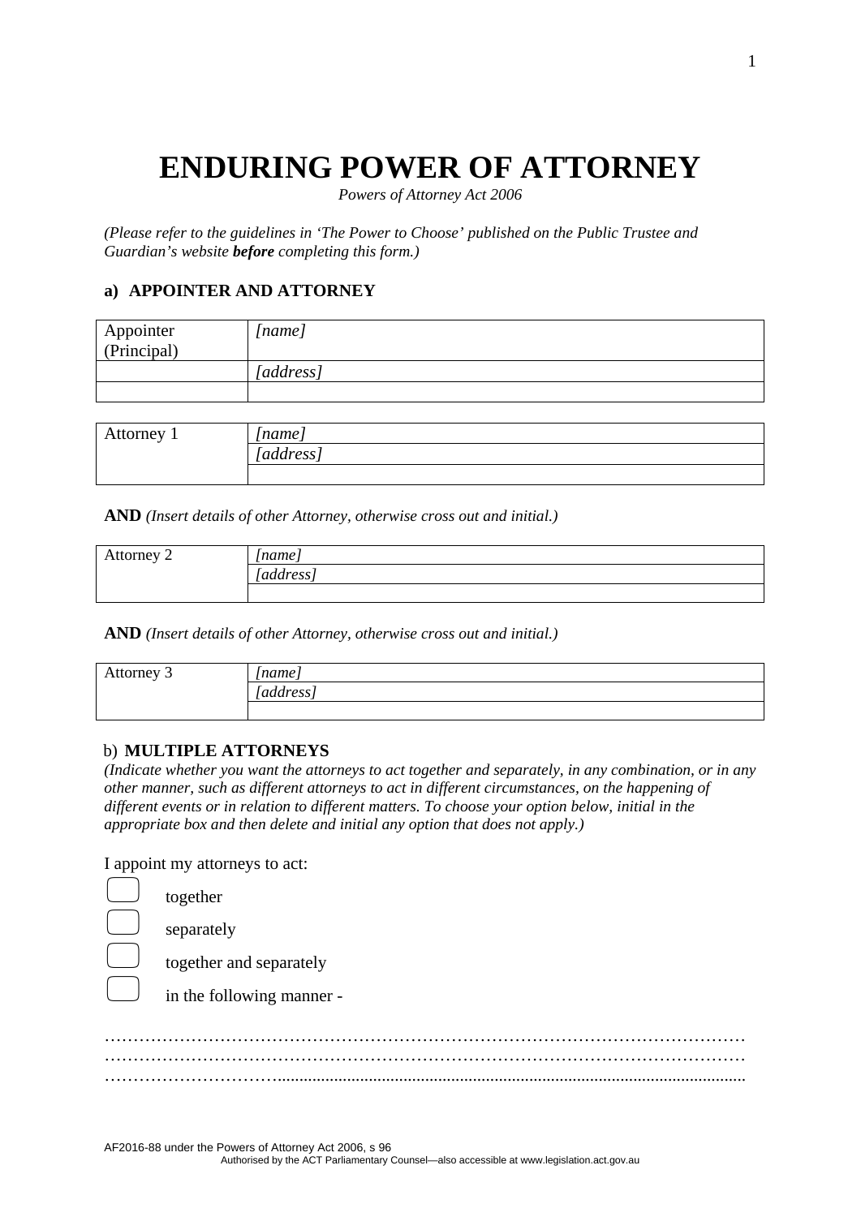# ENDURING POWER OF ATTORNEY

*Powers of Attorney Act 2006*

*(Please refer to the guidelines in 'The Power to Choose' published on the Public Trustee and Guardian's website **before** completing this form.)*

## a) APPOINTER AND ATTORNEY

| Appointer (Principal) | *[name]* |
|---|---|
| | *[address]* |
| | |

| Attorney 1 | *[name]* |
|---|---|
| | *[address]* |
| | |

**AND** *(Insert details of other Attorney, otherwise cross out and initial.)*

| Attorney 2 | *[name]* |
|---|---|
| | *[address]* |
| | |

**AND** *(Insert details of other Attorney, otherwise cross out and initial.)*

| Attorney 3 | *[name]* |
|---|---|
| | *[address]* |
| | |

## b) MULTIPLE ATTORNEYS

*(Indicate whether you want the attorneys to act together and separately, in any combination, or in any other manner, such as different attorneys to act in different circumstances, on the happening of different events or in relation to different matters. To choose your option below, initial in the appropriate box and then delete and initial any option that does not apply.)*

I appoint my attorneys to act:

- ☐ together
- ☐ separately
- ☐ together and separately
- ☐ in the following manner -

…………………………………………………………………………………………………
…………………………………………………………………………………………………
…………………………………………………………………………………………………

AF2016-88 under the Powers of Attorney Act 2006, s 96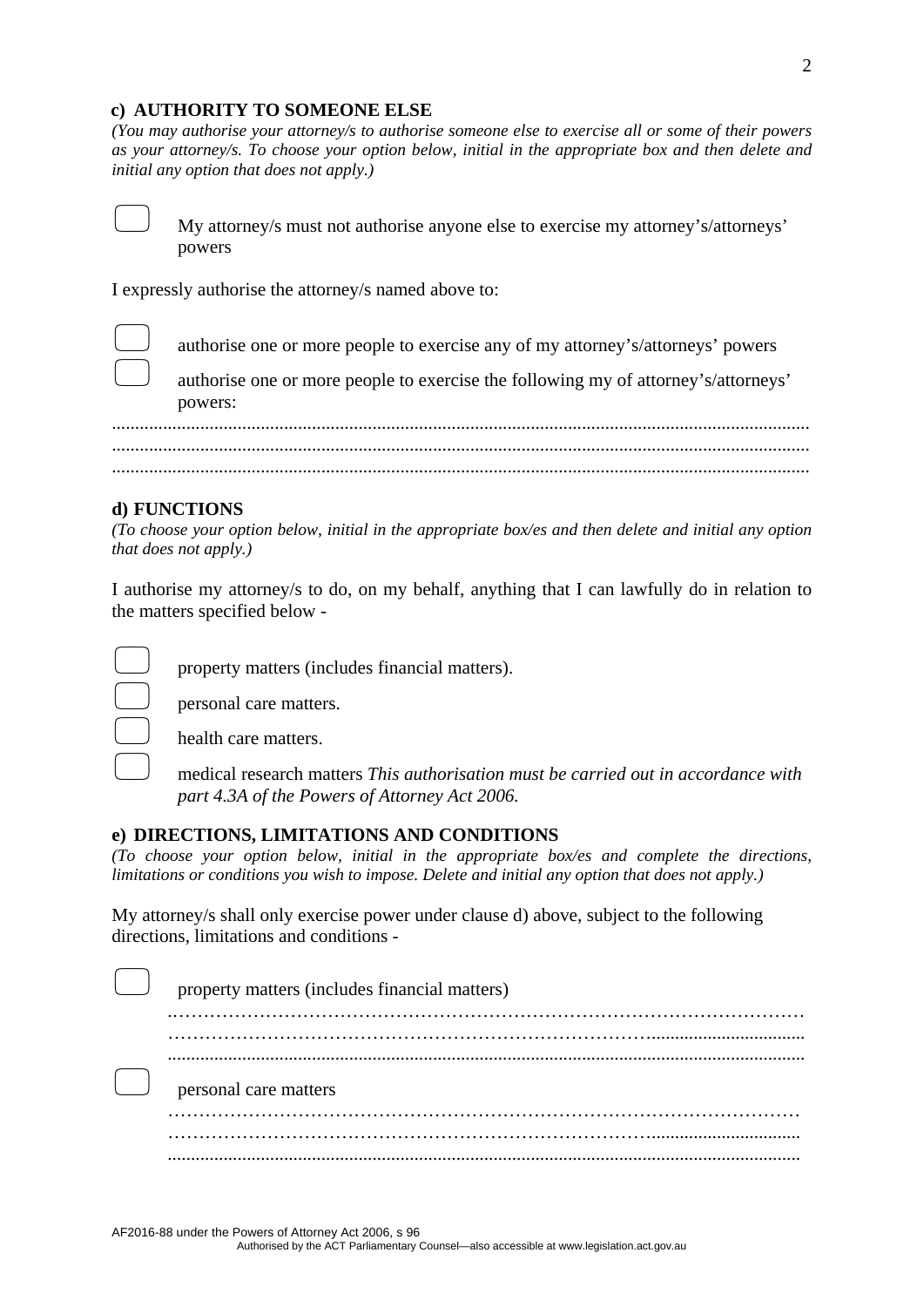### c) AUTHORITY TO SOMEONE ELSE

*(You may authorise your attorney/s to authorise someone else to exercise all or some of their powers as your attorney/s. To choose your option below, initial in the appropriate box and then delete and initial any option that does not apply.)*

☐ My attorney/s must not authorise anyone else to exercise my attorney's/attorneys' powers

I expressly authorise the attorney/s named above to:

☐ authorise one or more people to exercise any of my attorney's/attorneys' powers

☐ authorise one or more people to exercise the following my of attorney's/attorneys' powers:

.....................................................................................................................................................
.....................................................................................................................................................
.....................................................................................................................................................

### d) FUNCTIONS

*(To choose your option below, initial in the appropriate box/es and then delete and initial any option that does not apply.)*

I authorise my attorney/s to do, on my behalf, anything that I can lawfully do in relation to the matters specified below -

☐ property matters (includes financial matters).

☐ personal care matters.

☐ health care matters.

☐ medical research matters *This authorisation must be carried out in accordance with part 4.3A of the Powers of Attorney Act 2006.*

### e) DIRECTIONS, LIMITATIONS AND CONDITIONS

*(To choose your option below, initial in the appropriate box/es and complete the directions, limitations or conditions you wish to impose. Delete and initial any option that does not apply.)*

My attorney/s shall only exercise power under clause d) above, subject to the following directions, limitations and conditions -

☐ property matters (includes financial matters)

.…………………………………………………………………………………………
…………………………………………………………………….................................
.....................................................................................................................................

☐ personal care matters

…………………………………………………………………………………………
…………………………………………………………………….................................
.....................................................................................................................................

AF2016-88 under the Powers of Attorney Act 2006, s 96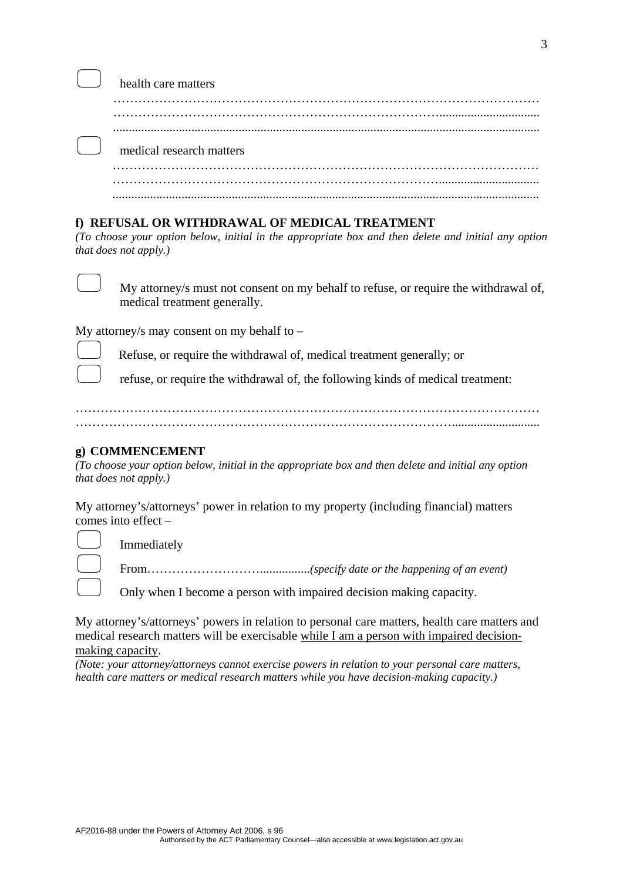☐ health care matters

…………………………………………………………………………………………
…………………………………………………………………………………………
…………………………………………………………………………………………

☐ medical research matters

…………………………………………………………………………………………
…………………………………………………………………………………………
…………………………………………………………………………………………

**f) REFUSAL OR WITHDRAWAL OF MEDICAL TREATMENT**

*(To choose your option below, initial in the appropriate box and then delete and initial any option that does not apply.)*

☐ My attorney/s must not consent on my behalf to refuse, or require the withdrawal of, medical treatment generally.

My attorney/s may consent on my behalf to –

☐ Refuse, or require the withdrawal of, medical treatment generally; or

☐ refuse, or require the withdrawal of, the following kinds of medical treatment:

…………………………………………………………………………………………
…………………………………………………………………………………………

**g) COMMENCEMENT**

*(To choose your option below, initial in the appropriate box and then delete and initial any option that does not apply.)*

My attorney's/attorneys' power in relation to my property (including financial) matters comes into effect –

☐ Immediately

☐ From……………………………...............*(specify date or the happening of an event)*

☐ Only when I become a person with impaired decision making capacity.

My attorney's/attorneys' powers in relation to personal care matters, health care matters and medical research matters will be exercisable while I am a person with impaired decision-making capacity.

*(Note: your attorney/attorneys cannot exercise powers in relation to your personal care matters, health care matters or medical research matters while you have decision-making capacity.)*

AF2016-88 under the Powers of Attorney Act 2006, s 96

Authorised by the ACT Parliamentary Counsel—also accessible at www.legislation.act.gov.au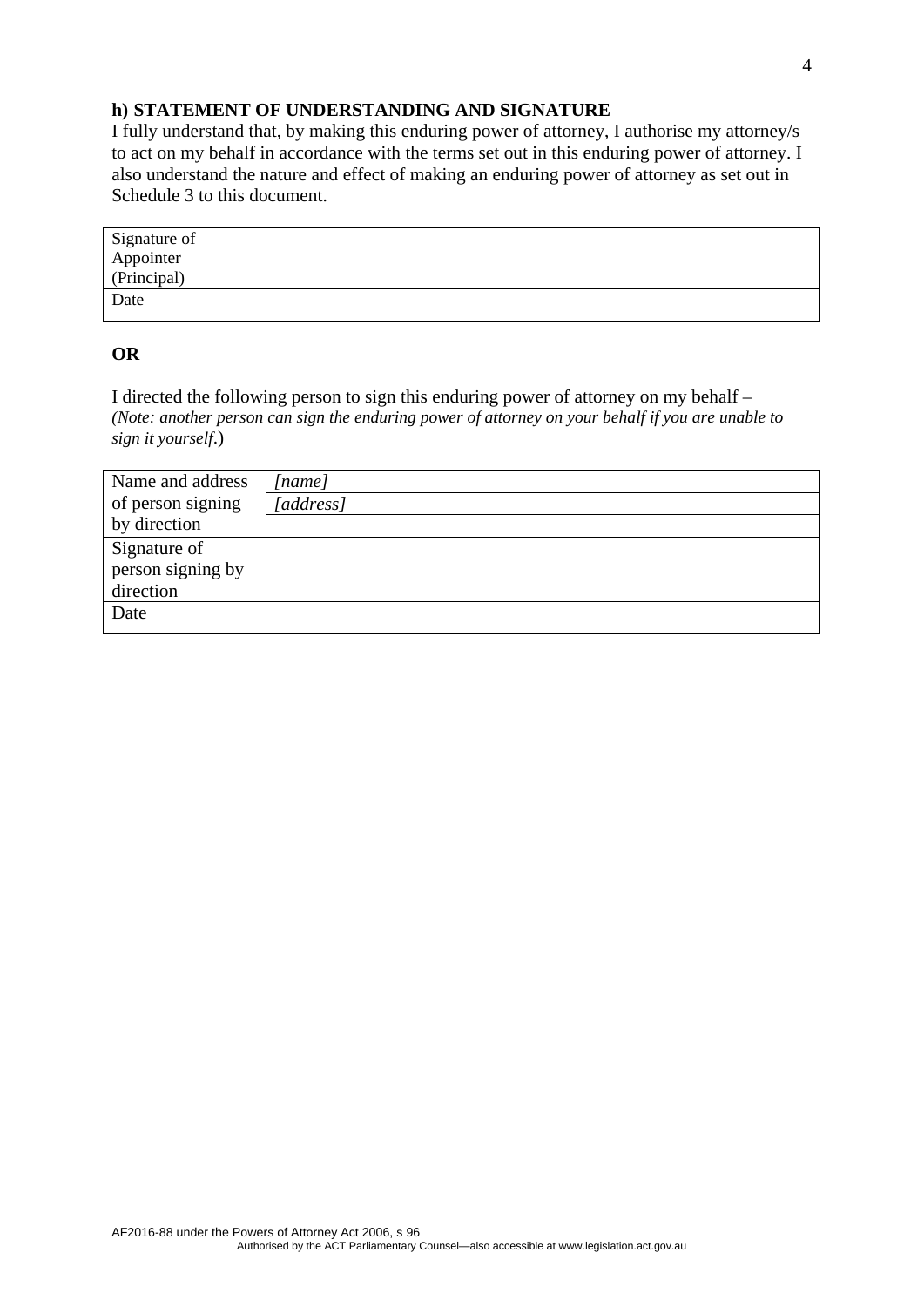## h) STATEMENT OF UNDERSTANDING AND SIGNATURE

I fully understand that, by making this enduring power of attorney, I authorise my attorney/s to act on my behalf in accordance with the terms set out in this enduring power of attorney. I also understand the nature and effect of making an enduring power of attorney as set out in Schedule 3 to this document.

| Signature of Appointer (Principal) | |
|---|---|
| Date | |

**OR**

I directed the following person to sign this enduring power of attorney on my behalf –
*(Note: another person can sign the enduring power of attorney on your behalf if you are unable to sign it yourself.)*

| Name and address of person signing by direction | *[name]* |
|---|---|
| | *[address]* |
| | |
| Signature of person signing by direction | |
| Date | |

AF2016-88 under the Powers of Attorney Act 2006, s 96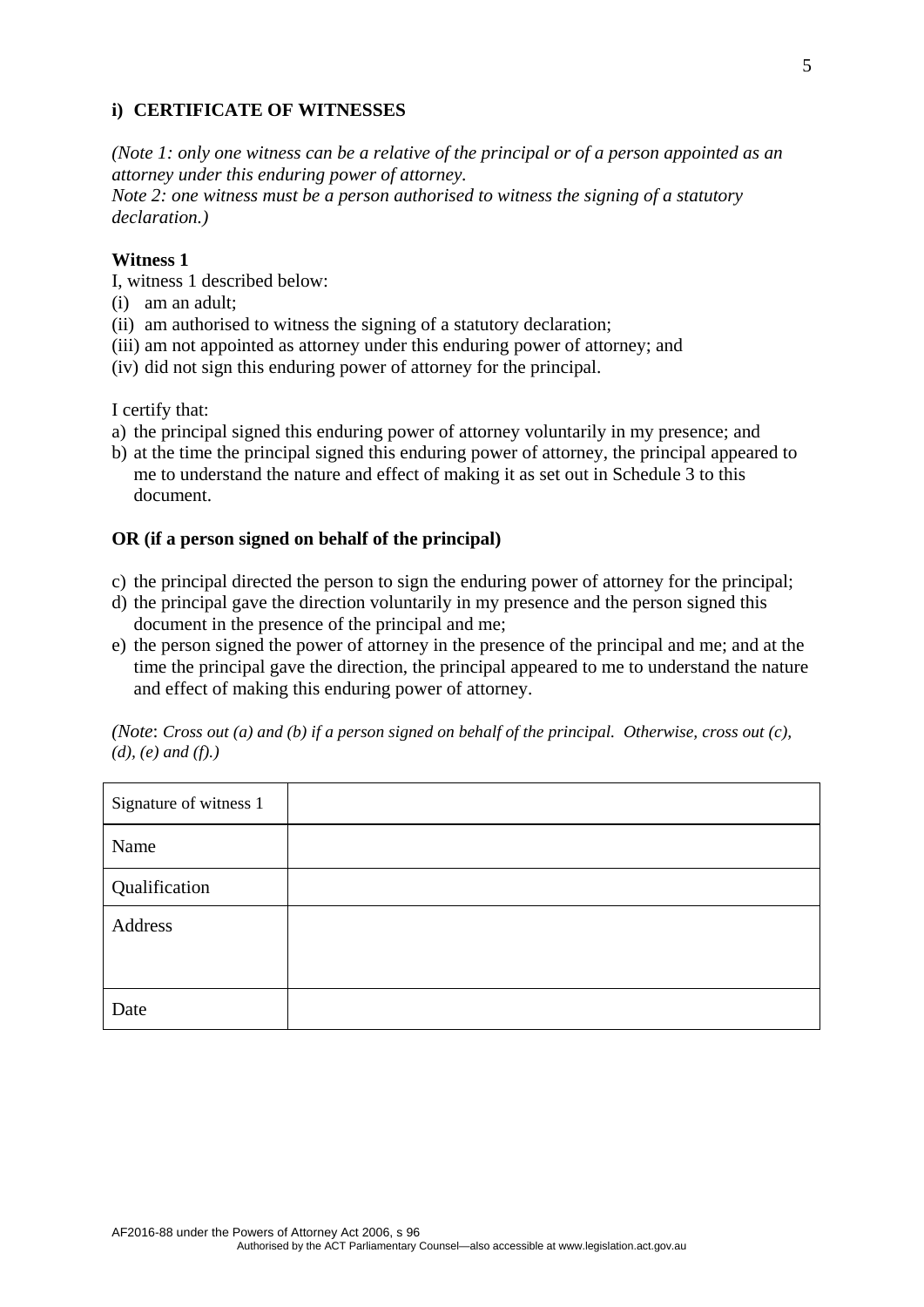### i) CERTIFICATE OF WITNESSES

*(Note 1: only one witness can be a relative of the principal or of a person appointed as an attorney under this enduring power of attorney.*
*Note 2: one witness must be a person authorised to witness the signing of a statutory declaration.)*

**Witness 1**

I, witness 1 described below:

(i) am an adult;
(ii) am authorised to witness the signing of a statutory declaration;
(iii) am not appointed as attorney under this enduring power of attorney; and
(iv) did not sign this enduring power of attorney for the principal.

I certify that:

a) the principal signed this enduring power of attorney voluntarily in my presence; and
b) at the time the principal signed this enduring power of attorney, the principal appeared to me to understand the nature and effect of making it as set out in Schedule 3 to this document.

**OR (if a person signed on behalf of the principal)**

c) the principal directed the person to sign the enduring power of attorney for the principal;
d) the principal gave the direction voluntarily in my presence and the person signed this document in the presence of the principal and me;
e) the person signed the power of attorney in the presence of the principal and me; and at the time the principal gave the direction, the principal appeared to me to understand the nature and effect of making this enduring power of attorney.

*(Note: Cross out (a) and (b) if a person signed on behalf of the principal. Otherwise, cross out (c), (d), (e) and (f).)*

| Signature of witness 1 | |
|---|---|
| Name | |
| Qualification | |
| Address | |
| Date | |

AF2016-88 under the Powers of Attorney Act 2006, s 96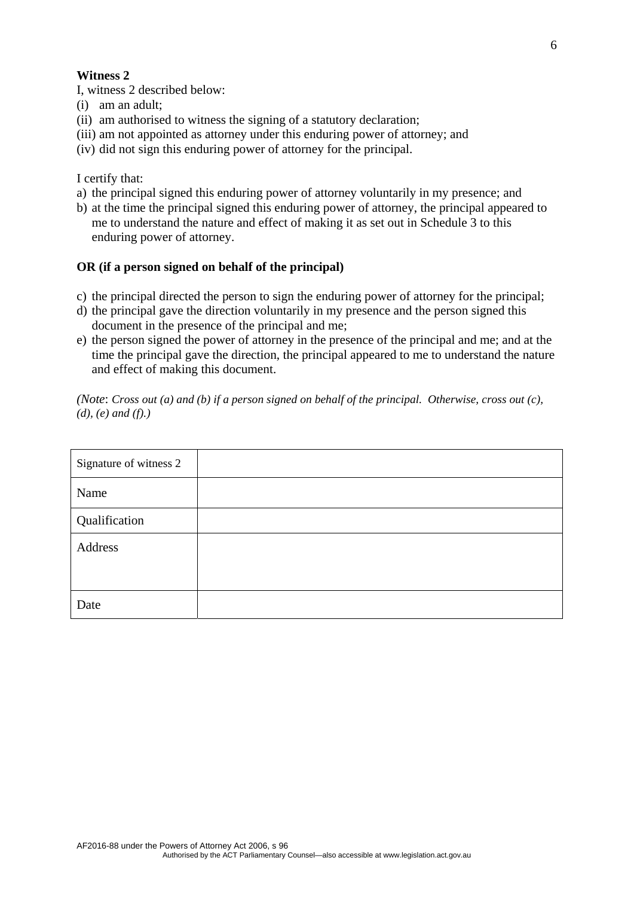**Witness 2**

I, witness 2 described below:

(i) am an adult;
(ii) am authorised to witness the signing of a statutory declaration;
(iii) am not appointed as attorney under this enduring power of attorney; and
(iv) did not sign this enduring power of attorney for the principal.

I certify that:

a) the principal signed this enduring power of attorney voluntarily in my presence; and
b) at the time the principal signed this enduring power of attorney, the principal appeared to me to understand the nature and effect of making it as set out in Schedule 3 to this enduring power of attorney.

**OR (if a person signed on behalf of the principal)**

c) the principal directed the person to sign the enduring power of attorney for the principal;
d) the principal gave the direction voluntarily in my presence and the person signed this document in the presence of the principal and me;
e) the person signed the power of attorney in the presence of the principal and me; and at the time the principal gave the direction, the principal appeared to me to understand the nature and effect of making this document.

*(Note: Cross out (a) and (b) if a person signed on behalf of the principal. Otherwise, cross out (c), (d), (e) and (f).)*

| Signature of witness 2 | |
|---|---|
| Name | |
| Qualification | |
| Address | |
| Date | |

AF2016-88 under the Powers of Attorney Act 2006, s 96
Authorised by the ACT Parliamentary Counsel—also accessible at www.legislation.act.gov.au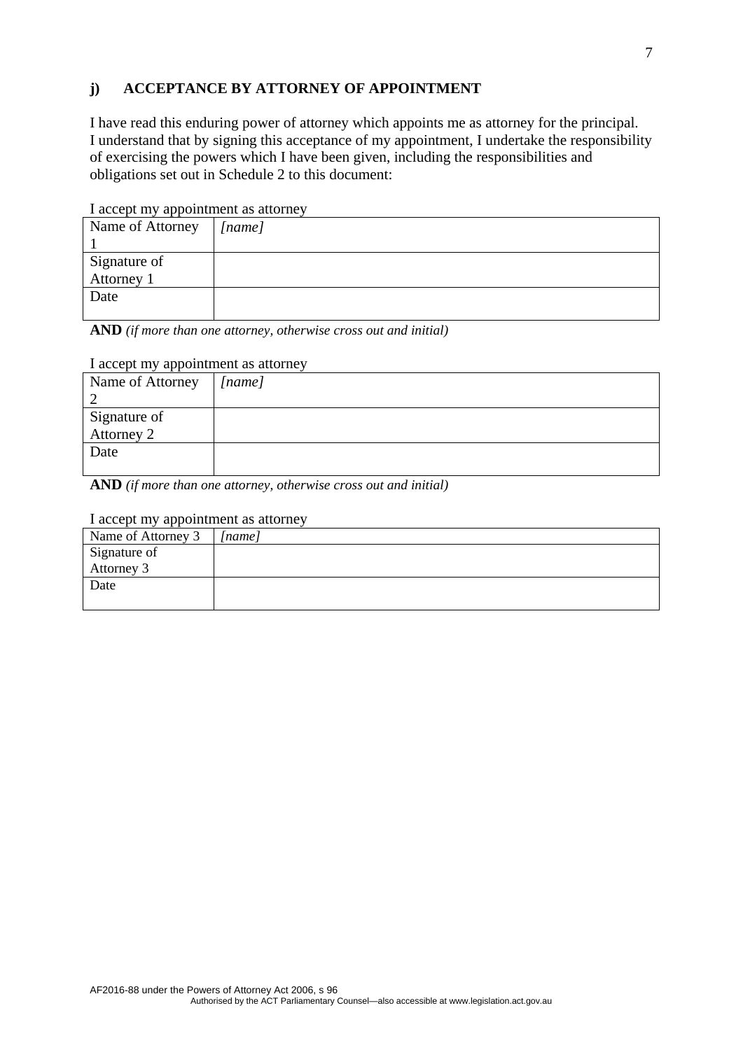## j) ACCEPTANCE BY ATTORNEY OF APPOINTMENT

I have read this enduring power of attorney which appoints me as attorney for the principal. I understand that by signing this acceptance of my appointment, I undertake the responsibility of exercising the powers which I have been given, including the responsibilities and obligations set out in Schedule 2 to this document:

I accept my appointment as attorney

| Name of Attorney 1 | *[name]* |
|---|---|
| Signature of Attorney 1 | |
| Date | |

**AND** *(if more than one attorney, otherwise cross out and initial)*

I accept my appointment as attorney

| Name of Attorney 2 | *[name]* |
|---|---|
| Signature of Attorney 2 | |
| Date | |

**AND** *(if more than one attorney, otherwise cross out and initial)*

I accept my appointment as attorney

| Name of Attorney 3 | *[name]* |
|---|---|
| Signature of Attorney 3 | |
| Date | |

AF2016-88 under the Powers of Attorney Act 2006, s 96
Authorised by the ACT Parliamentary Counsel—also accessible at www.legislation.act.gov.au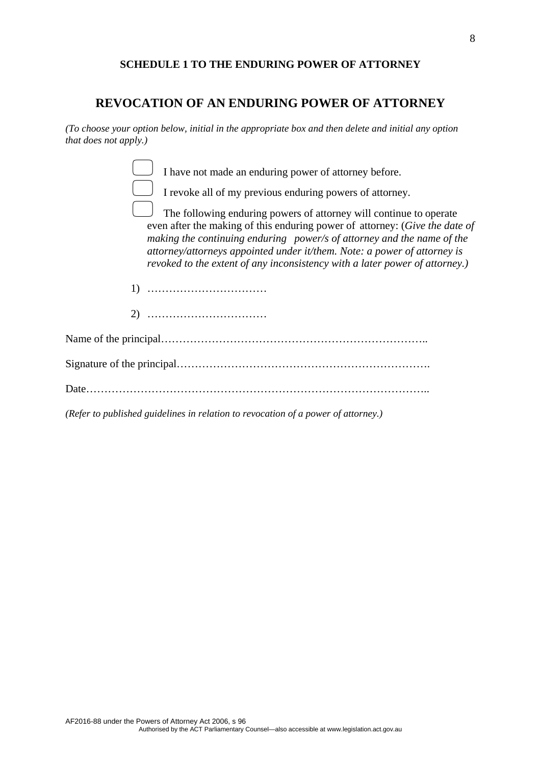**SCHEDULE 1 TO THE ENDURING POWER OF ATTORNEY**

## REVOCATION OF AN ENDURING POWER OF ATTORNEY

*(To choose your option below, initial in the appropriate box and then delete and initial any option that does not apply.)*

☐ I have not made an enduring power of attorney before.

☐ I revoke all of my previous enduring powers of attorney.

☐ The following enduring powers of attorney will continue to operate even after the making of this enduring power of attorney: (*Give the date of making the continuing enduring power/s of attorney and the name of the attorney/attorneys appointed under it/them. Note: a power of attorney is revoked to the extent of any inconsistency with a later power of attorney.)*

1) ……………………………

2) ……………………………

Name of the principal………………………………………………………………..

Signature of the principal…………………………………………………………….

Date…………………………………………………………………………………..

*(Refer to published guidelines in relation to revocation of a power of attorney.)*

AF2016-88 under the Powers of Attorney Act 2006, s 96
Authorised by the ACT Parliamentary Counsel—also accessible at www.legislation.act.gov.au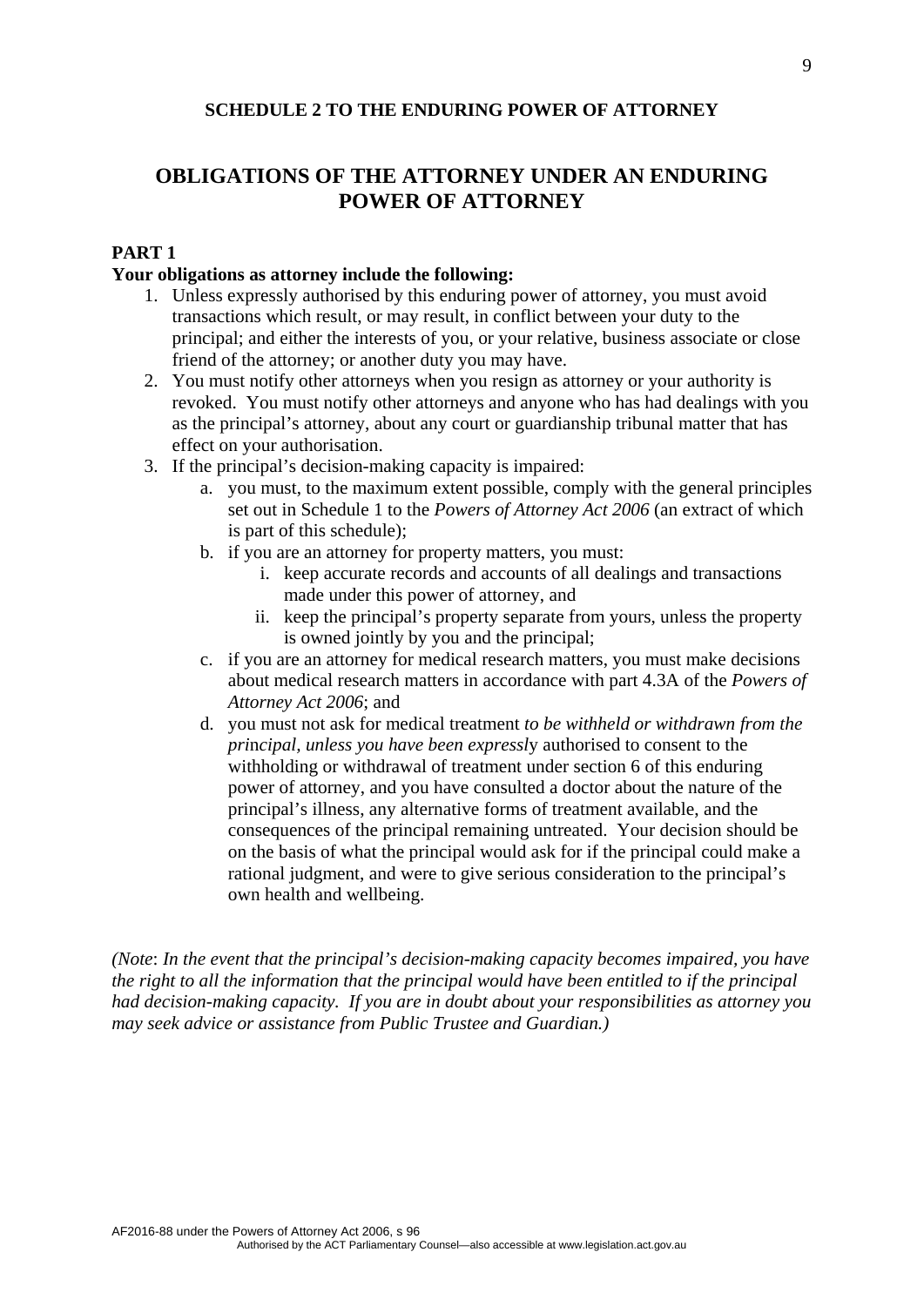**SCHEDULE 2 TO THE ENDURING POWER OF ATTORNEY**

# OBLIGATIONS OF THE ATTORNEY UNDER AN ENDURING POWER OF ATTORNEY

**PART 1**

**Your obligations as attorney include the following:**

1. Unless expressly authorised by this enduring power of attorney, you must avoid transactions which result, or may result, in conflict between your duty to the principal; and either the interests of you, or your relative, business associate or close friend of the attorney; or another duty you may have.
2. You must notify other attorneys when you resign as attorney or your authority is revoked. You must notify other attorneys and anyone who has had dealings with you as the principal's attorney, about any court or guardianship tribunal matter that has effect on your authorisation.
3. If the principal's decision-making capacity is impaired:
   a. you must, to the maximum extent possible, comply with the general principles set out in Schedule 1 to the *Powers of Attorney Act 2006* (an extract of which is part of this schedule);
   b. if you are an attorney for property matters, you must:
      i. keep accurate records and accounts of all dealings and transactions made under this power of attorney, and
      ii. keep the principal's property separate from yours, unless the property is owned jointly by you and the principal;
   c. if you are an attorney for medical research matters, you must make decisions about medical research matters in accordance with part 4.3A of the *Powers of Attorney Act 2006*; and
   d. you must not ask for medical treatment *to be withheld or withdrawn from the principal, unless you have been expressl*y authorised to consent to the withholding or withdrawal of treatment under section 6 of this enduring power of attorney, and you have consulted a doctor about the nature of the principal's illness, any alternative forms of treatment available, and the consequences of the principal remaining untreated. Your decision should be on the basis of what the principal would ask for if the principal could make a rational judgment, and were to give serious consideration to the principal's own health and wellbeing.

*(Note: In the event that the principal's decision-making capacity becomes impaired, you have the right to all the information that the principal would have been entitled to if the principal had decision-making capacity. If you are in doubt about your responsibilities as attorney you may seek advice or assistance from Public Trustee and Guardian.)*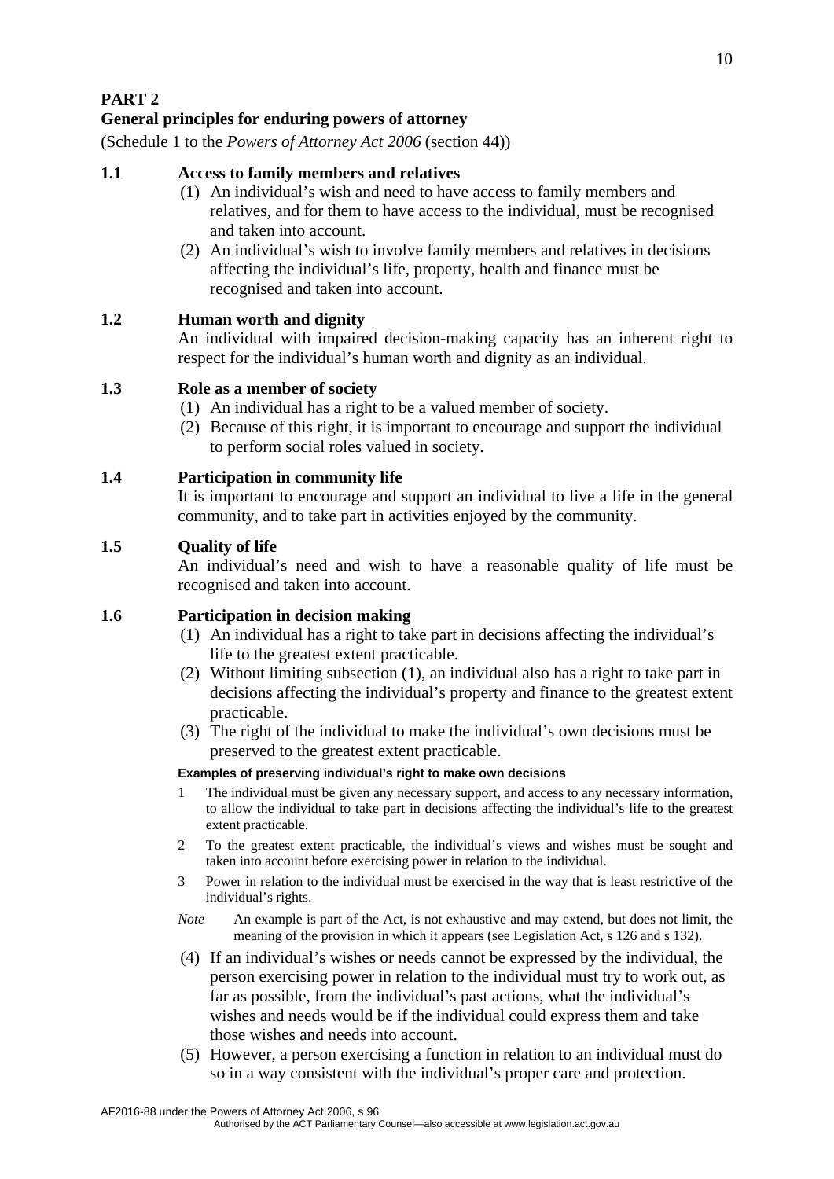# PART 2

## General principles for enduring powers of attorney

(Schedule 1 to the *Powers of Attorney Act 2006* (section 44))

### 1.1 Access to family members and relatives

(1) An individual's wish and need to have access to family members and relatives, and for them to have access to the individual, must be recognised and taken into account.

(2) An individual's wish to involve family members and relatives in decisions affecting the individual's life, property, health and finance must be recognised and taken into account.

### 1.2 Human worth and dignity

An individual with impaired decision-making capacity has an inherent right to respect for the individual's human worth and dignity as an individual.

### 1.3 Role as a member of society

(1) An individual has a right to be a valued member of society.

(2) Because of this right, it is important to encourage and support the individual to perform social roles valued in society.

### 1.4 Participation in community life

It is important to encourage and support an individual to live a life in the general community, and to take part in activities enjoyed by the community.

### 1.5 Quality of life

An individual's need and wish to have a reasonable quality of life must be recognised and taken into account.

### 1.6 Participation in decision making

(1) An individual has a right to take part in decisions affecting the individual's life to the greatest extent practicable.

(2) Without limiting subsection (1), an individual also has a right to take part in decisions affecting the individual's property and finance to the greatest extent practicable.

(3) The right of the individual to make the individual's own decisions must be preserved to the greatest extent practicable.

**Examples of preserving individual's right to make own decisions**

1 The individual must be given any necessary support, and access to any necessary information, to allow the individual to take part in decisions affecting the individual's life to the greatest extent practicable.

2 To the greatest extent practicable, the individual's views and wishes must be sought and taken into account before exercising power in relation to the individual.

3 Power in relation to the individual must be exercised in the way that is least restrictive of the individual's rights.

*Note* An example is part of the Act, is not exhaustive and may extend, but does not limit, the meaning of the provision in which it appears (see Legislation Act, s 126 and s 132).

(4) If an individual's wishes or needs cannot be expressed by the individual, the person exercising power in relation to the individual must try to work out, as far as possible, from the individual's past actions, what the individual's wishes and needs would be if the individual could express them and take those wishes and needs into account.

(5) However, a person exercising a function in relation to an individual must do so in a way consistent with the individual's proper care and protection.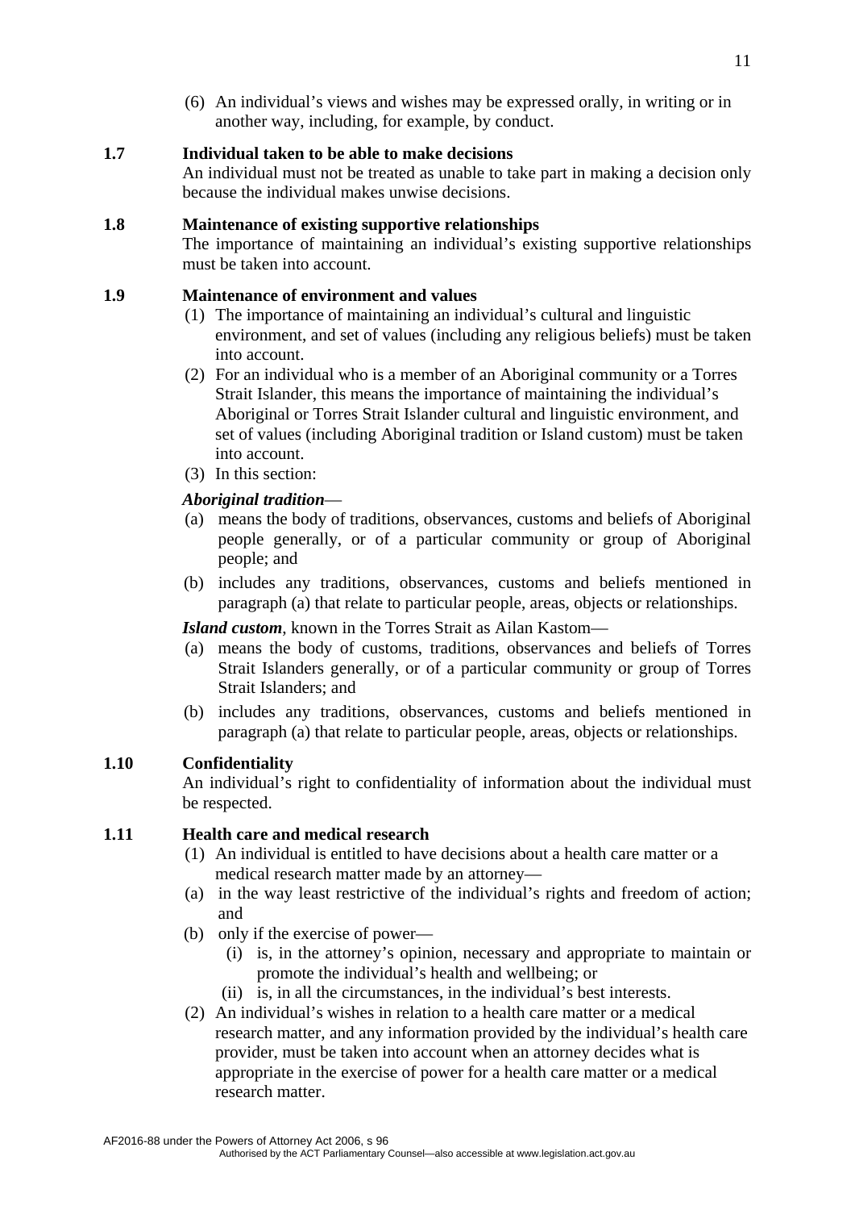(6) An individual's views and wishes may be expressed orally, in writing or in another way, including, for example, by conduct.

**1.7 Individual taken to be able to make decisions**

An individual must not be treated as unable to take part in making a decision only because the individual makes unwise decisions.

**1.8 Maintenance of existing supportive relationships**

The importance of maintaining an individual's existing supportive relationships must be taken into account.

**1.9 Maintenance of environment and values**

(1) The importance of maintaining an individual's cultural and linguistic environment, and set of values (including any religious beliefs) must be taken into account.

(2) For an individual who is a member of an Aboriginal community or a Torres Strait Islander, this means the importance of maintaining the individual's Aboriginal or Torres Strait Islander cultural and linguistic environment, and set of values (including Aboriginal tradition or Island custom) must be taken into account.

(3) In this section:

***Aboriginal tradition***—

(a) means the body of traditions, observances, customs and beliefs of Aboriginal people generally, or of a particular community or group of Aboriginal people; and

(b) includes any traditions, observances, customs and beliefs mentioned in paragraph (a) that relate to particular people, areas, objects or relationships.

***Island custom***, known in the Torres Strait as Ailan Kastom—

(a) means the body of customs, traditions, observances and beliefs of Torres Strait Islanders generally, or of a particular community or group of Torres Strait Islanders; and

(b) includes any traditions, observances, customs and beliefs mentioned in paragraph (a) that relate to particular people, areas, objects or relationships.

**1.10 Confidentiality**

An individual's right to confidentiality of information about the individual must be respected.

**1.11 Health care and medical research**

(1) An individual is entitled to have decisions about a health care matter or a medical research matter made by an attorney—

(a) in the way least restrictive of the individual's rights and freedom of action; and

(b) only if the exercise of power—

(i) is, in the attorney's opinion, necessary and appropriate to maintain or promote the individual's health and wellbeing; or

(ii) is, in all the circumstances, in the individual's best interests.

(2) An individual's wishes in relation to a health care matter or a medical research matter, and any information provided by the individual's health care provider, must be taken into account when an attorney decides what is appropriate in the exercise of power for a health care matter or a medical research matter.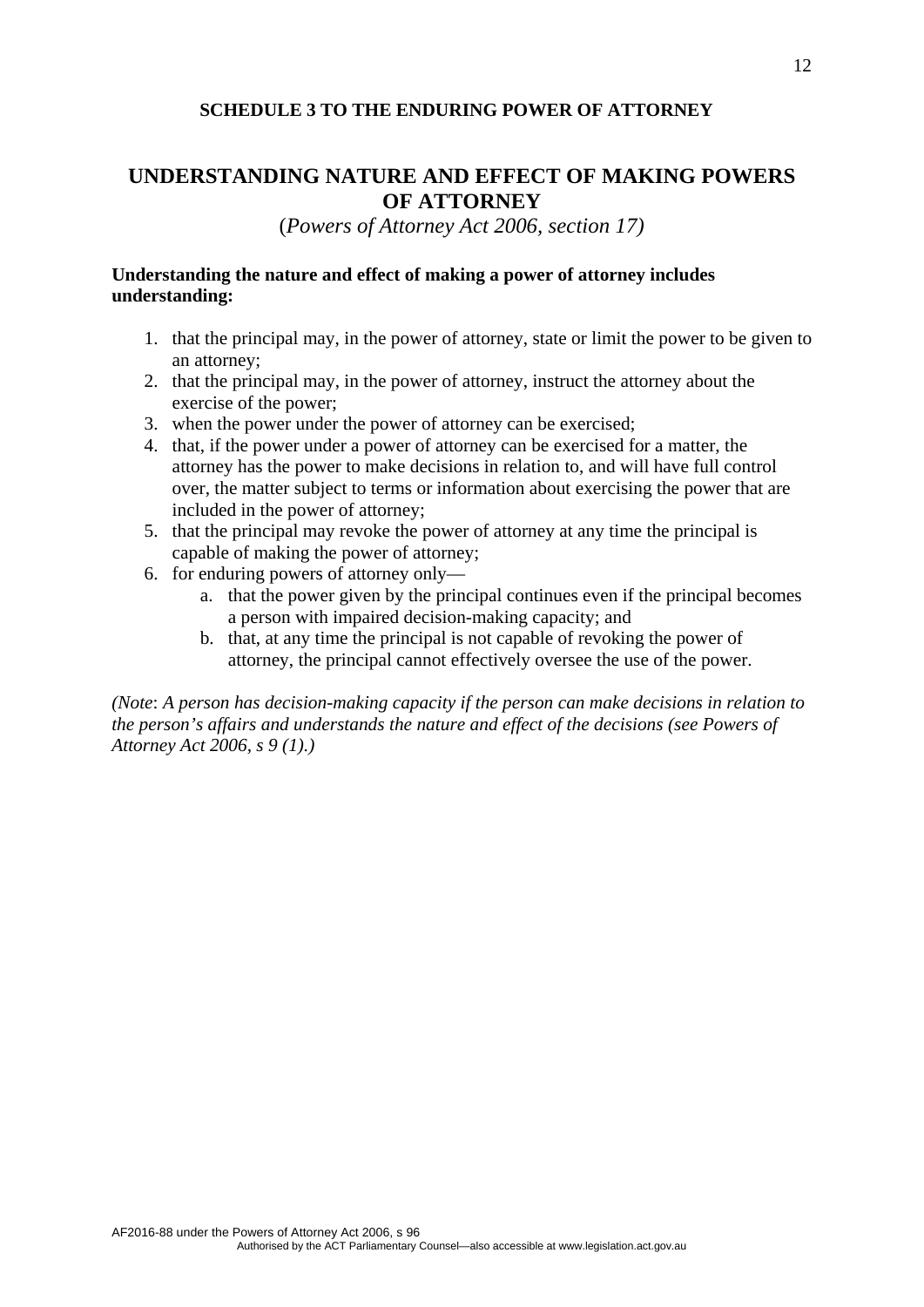**SCHEDULE 3 TO THE ENDURING POWER OF ATTORNEY**

## UNDERSTANDING NATURE AND EFFECT OF MAKING POWERS OF ATTORNEY

(*Powers of Attorney Act 2006, section 17)*

**Understanding the nature and effect of making a power of attorney includes understanding:**

1. that the principal may, in the power of attorney, state or limit the power to be given to an attorney;
2. that the principal may, in the power of attorney, instruct the attorney about the exercise of the power;
3. when the power under the power of attorney can be exercised;
4. that, if the power under a power of attorney can be exercised for a matter, the attorney has the power to make decisions in relation to, and will have full control over, the matter subject to terms or information about exercising the power that are included in the power of attorney;
5. that the principal may revoke the power of attorney at any time the principal is capable of making the power of attorney;
6. for enduring powers of attorney only—
   a. that the power given by the principal continues even if the principal becomes a person with impaired decision-making capacity; and
   b. that, at any time the principal is not capable of revoking the power of attorney, the principal cannot effectively oversee the use of the power.

*(Note: A person has decision-making capacity if the person can make decisions in relation to the person's affairs and understands the nature and effect of the decisions (see Powers of Attorney Act 2006, s 9 (1).)*

AF2016-88 under the Powers of Attorney Act 2006, s 96
Authorised by the ACT Parliamentary Counsel—also accessible at www.legislation.act.gov.au